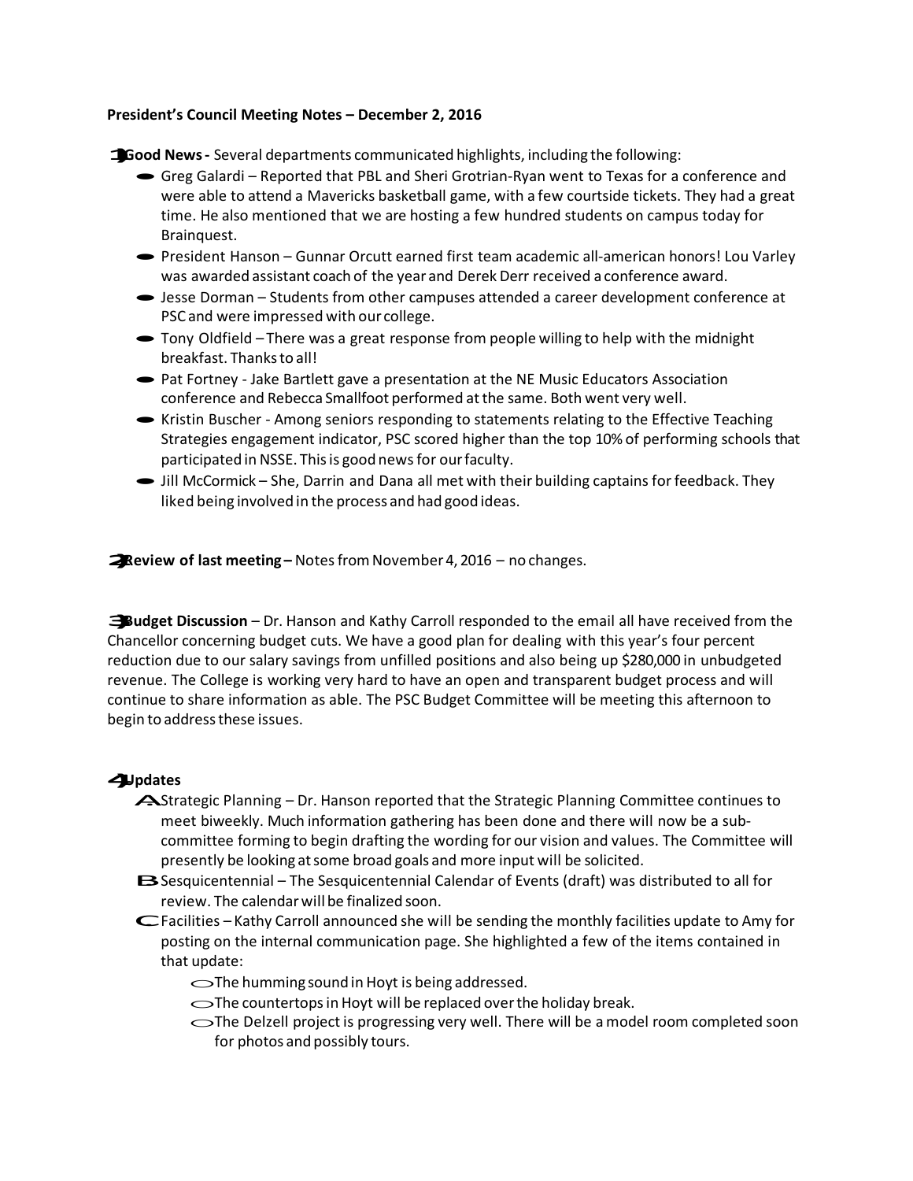**President's Council Meeting Notes – December 2, 2016**

1. **Good News -** Several departments communicated highlights, including the following:
   - Greg Galardi – Reported that PBL and Sheri Grotrian-Ryan went to Texas for a conference and were able to attend a Mavericks basketball game, with a few courtside tickets. They had a great time. He also mentioned that we are hosting a few hundred students on campus today for Brainquest.
   - President Hanson – Gunnar Orcutt earned first team academic all-american honors! Lou Varley was awarded assistant coach of the year and Derek Derr received a conference award.
   - Jesse Dorman – Students from other campuses attended a career development conference at PSC and were impressed with our college.
   - Tony Oldfield – There was a great response from people willing to help with the midnight breakfast. Thanks to all!
   - Pat Fortney - Jake Bartlett gave a presentation at the NE Music Educators Association conference and Rebecca Smallfoot performed at the same. Both went very well.
   - Kristin Buscher - Among seniors responding to statements relating to the Effective Teaching Strategies engagement indicator, PSC scored higher than the top 10% of performing schools that participated in NSSE. This is good news for our faculty.
   - Jill McCormick – She, Darrin and Dana all met with their building captains for feedback. They liked being involved in the process and had good ideas.

2. **Review of last meeting –** Notes from November 4, 2016 – no changes.

3. **Budget Discussion** – Dr. Hanson and Kathy Carroll responded to the email all have received from the Chancellor concerning budget cuts. We have a good plan for dealing with this year's four percent reduction due to our salary savings from unfilled positions and also being up $280,000 in unbudgeted revenue. The College is working very hard to have an open and transparent budget process and will continue to share information as able. The PSC Budget Committee will be meeting this afternoon to begin to address these issues.

4. **Updates**
   - A. Strategic Planning – Dr. Hanson reported that the Strategic Planning Committee continues to meet biweekly. Much information gathering has been done and there will now be a sub-committee forming to begin drafting the wording for our vision and values. The Committee will presently be looking at some broad goals and more input will be solicited.
   - B. Sesquicentennial – The Sesquicentennial Calendar of Events (draft) was distributed to all for review. The calendar will be finalized soon.
   - C. Facilities – Kathy Carroll announced she will be sending the monthly facilities update to Amy for posting on the internal communication page. She highlighted a few of the items contained in that update:
     - The humming sound in Hoyt is being addressed.
     - The countertops in Hoyt will be replaced over the holiday break.
     - The Delzell project is progressing very well. There will be a model room completed soon for photos and possibly tours.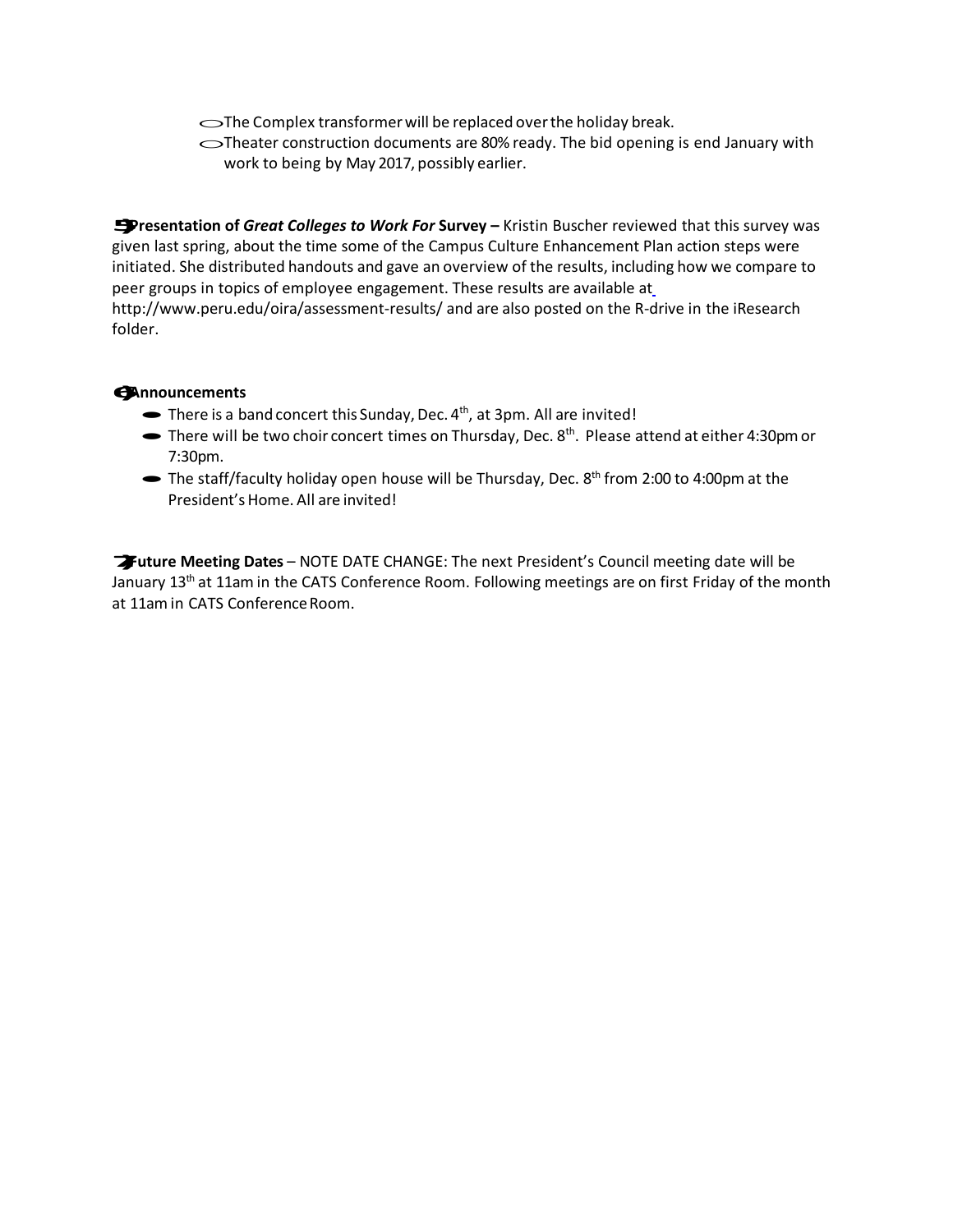- The Complex transformer will be replaced over the holiday break.
  - Theater construction documents are 80% ready. The bid opening is end January with work to being by May 2017, possibly earlier.

5. **Presentation of *Great Colleges to Work For* Survey –** Kristin Buscher reviewed that this survey was given last spring, about the time some of the Campus Culture Enhancement Plan action steps were initiated. She distributed handouts and gave an overview of the results, including how we compare to peer groups in topics of employee engagement. These results are available at http://www.peru.edu/oira/assessment-results/ and are also posted on the R-drive in the iResearch folder.

6. **Announcements**
   - There is a band concert this Sunday, Dec. 4th, at 3pm. All are invited!
   - There will be two choir concert times on Thursday, Dec. 8th. Please attend at either 4:30pm or 7:30pm.
   - The staff/faculty holiday open house will be Thursday, Dec. 8th from 2:00 to 4:00pm at the President's Home. All are invited!

7. **Future Meeting Dates** – NOTE DATE CHANGE: The next President's Council meeting date will be January 13th at 11am in the CATS Conference Room. Following meetings are on first Friday of the month at 11am in CATS Conference Room.